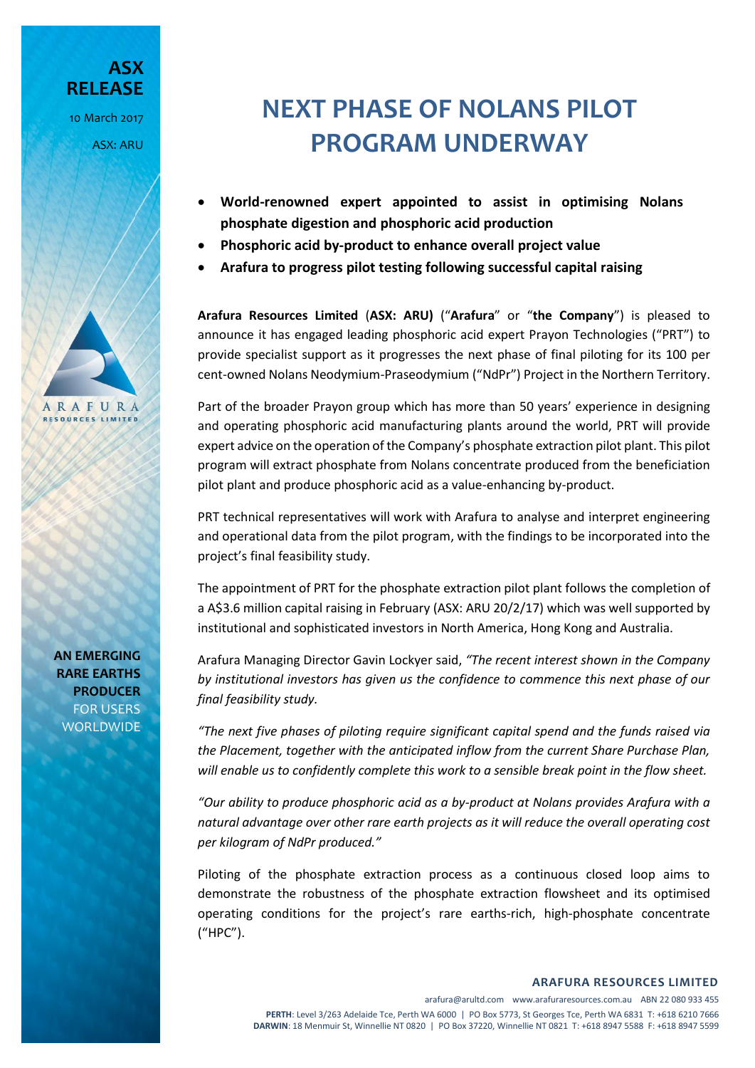**ASX RELEASE**

10 March 2017

ASX: ARU

# NEXT PHASE OF NOLANS PILOT PROGRAM UNDERWAY

- **World-renowned expert appointed to assist in optimising Nolans phosphate digestion and phosphoric acid production**
- **Phosphoric acid by-product to enhance overall project value**
- **Arafura to progress pilot testing following successful capital raising**

**Arafura Resources Limited** (**ASX: ARU)** ("**Arafura**" or "**the Company**") is pleased to announce it has engaged leading phosphoric acid expert Prayon Technologies ("PRT") to provide specialist support as it progresses the next phase of final piloting for its 100 per cent-owned Nolans Neodymium-Praseodymium ("NdPr") Project in the Northern Territory.

Part of the broader Prayon group which has more than 50 years' experience in designing and operating phosphoric acid manufacturing plants around the world, PRT will provide expert advice on the operation of the Company's phosphate extraction pilot plant. This pilot program will extract phosphate from Nolans concentrate produced from the beneficiation pilot plant and produce phosphoric acid as a value-enhancing by-product.

PRT technical representatives will work with Arafura to analyse and interpret engineering and operational data from the pilot program, with the findings to be incorporated into the project's final feasibility study.

The appointment of PRT for the phosphate extraction pilot plant follows the completion of a A$3.6 million capital raising in February (ASX: ARU 20/2/17) which was well supported by institutional and sophisticated investors in North America, Hong Kong and Australia.

Arafura Managing Director Gavin Lockyer said, *"The recent interest shown in the Company by institutional investors has given us the confidence to commence this next phase of our final feasibility study.*

*"The next five phases of piloting require significant capital spend and the funds raised via the Placement, together with the anticipated inflow from the current Share Purchase Plan, will enable us to confidently complete this work to a sensible break point in the flow sheet.*

*"Our ability to produce phosphoric acid as a by-product at Nolans provides Arafura with a natural advantage over other rare earth projects as it will reduce the overall operating cost per kilogram of NdPr produced."*

Piloting of the phosphate extraction process as a continuous closed loop aims to demonstrate the robustness of the phosphate extraction flowsheet and its optimised operating conditions for the project's rare earths-rich, high-phosphate concentrate ("HPC").

**AN EMERGING RARE EARTHS PRODUCER** FOR USERS WORLDWIDE

**ARAFURA RESOURCES LIMITED**

arafura@arultd.com www.arafuraresources.com.au ABN 22 080 933 455

**PERTH**: Level 3/263 Adelaide Tce, Perth WA 6000 | PO Box 5773, St Georges Tce, Perth WA 6831 T: +618 6210 7666

**DARWIN**: 18 Menmuir St, Winnellie NT 0820 | PO Box 37220, Winnellie NT 0821 T: +618 8947 5588 F: +618 8947 5599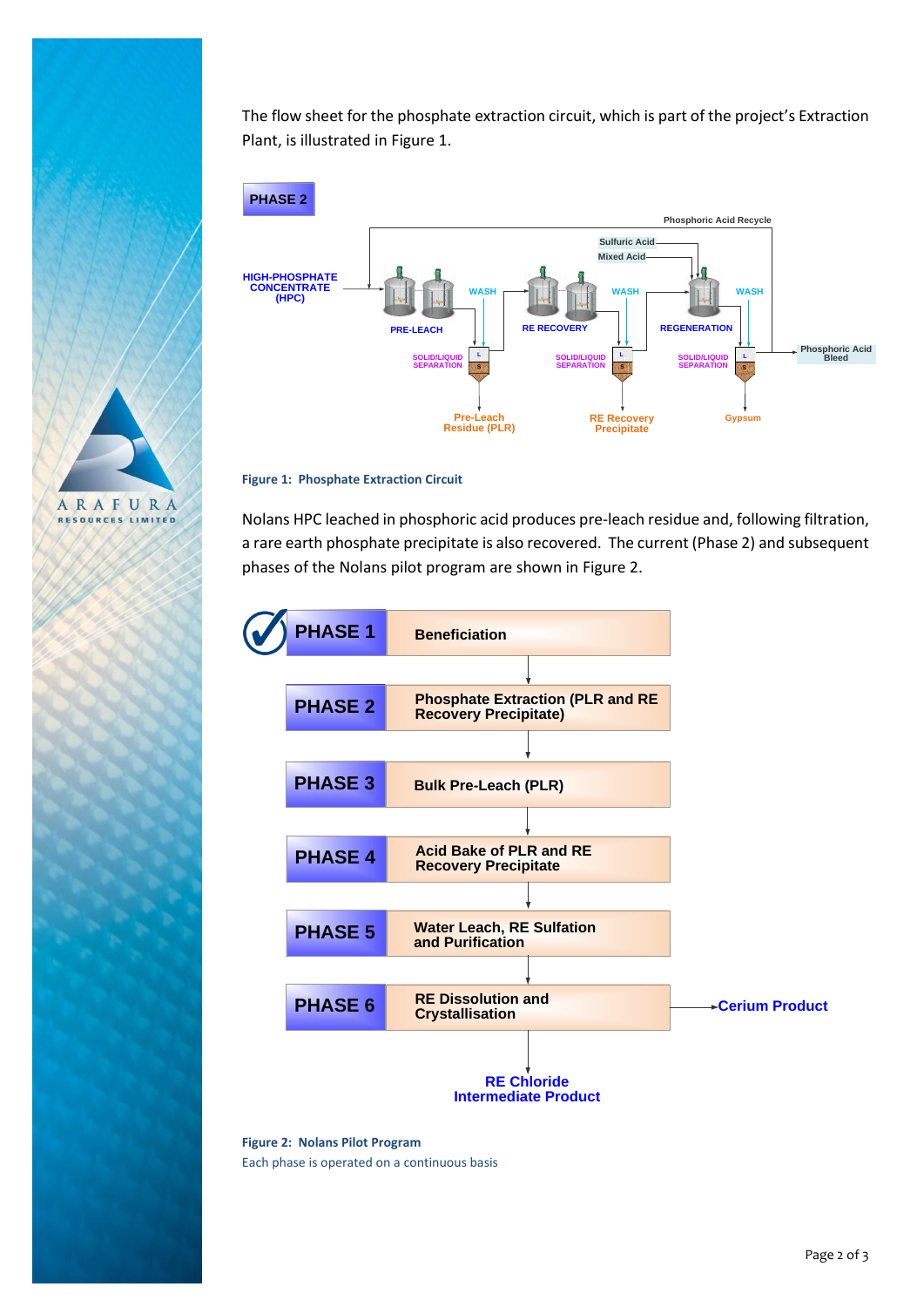The flow sheet for the phosphate extraction circuit, which is part of the project's Extraction Plant, is illustrated in Figure 1.

**Figure 1: Phosphate Extraction Circuit**

Nolans HPC leached in phosphoric acid produces pre-leach residue and, following filtration, a rare earth phosphate precipitate is also recovered. The current (Phase 2) and subsequent phases of the Nolans pilot program are shown in Figure 2.

**Figure 2: Nolans Pilot Program**

Each phase is operated on a continuous basis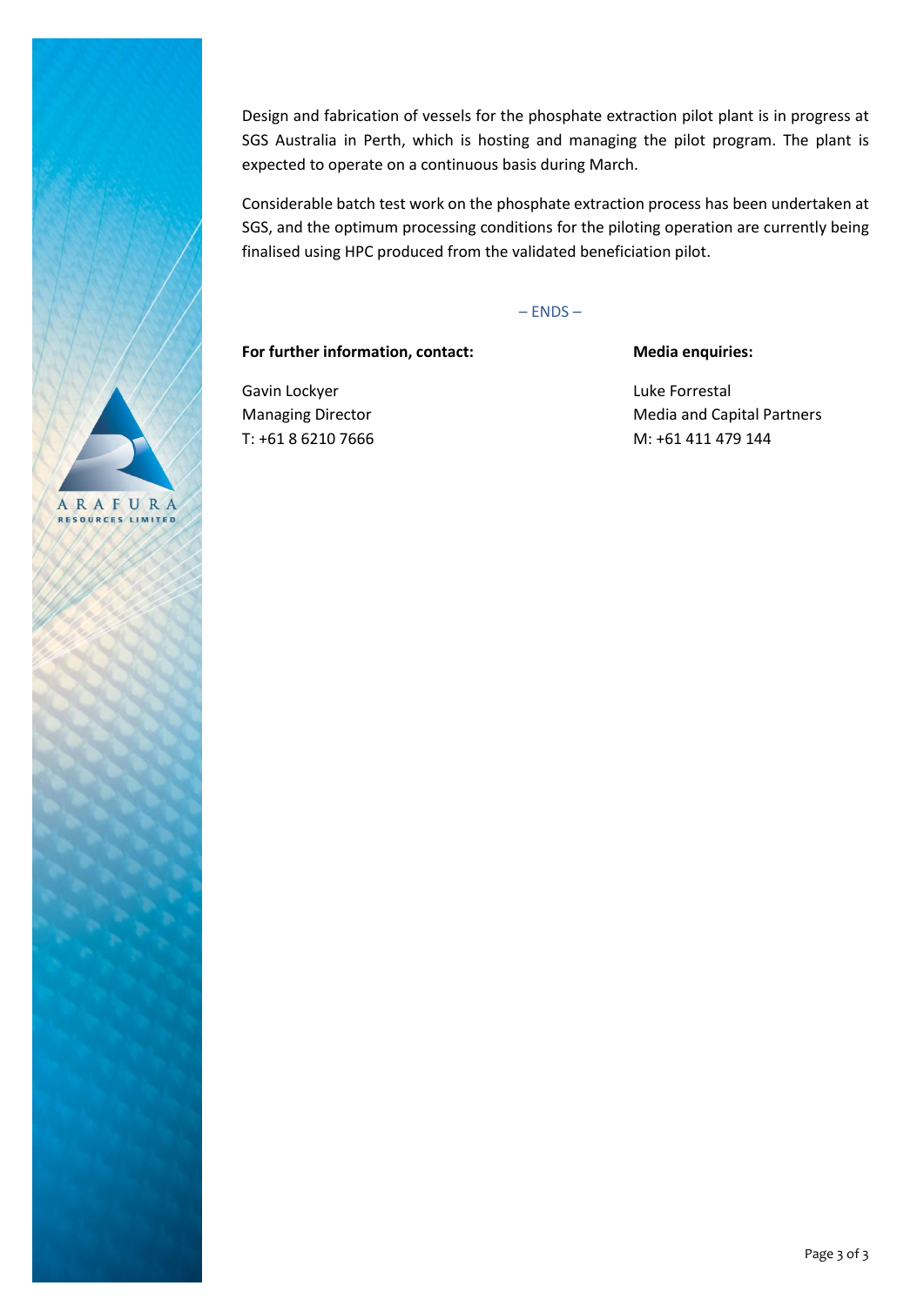Design and fabrication of vessels for the phosphate extraction pilot plant is in progress at SGS Australia in Perth, which is hosting and managing the pilot program. The plant is expected to operate on a continuous basis during March.

Considerable batch test work on the phosphate extraction process has been undertaken at SGS, and the optimum processing conditions for the piloting operation are currently being finalised using HPC produced from the validated beneficiation pilot.

– ENDS –

**For further information, contact:**

Gavin Lockyer
Managing Director
T: +61 8 6210 7666

**Media enquiries:**

Luke Forrestal
Media and Capital Partners
M: +61 411 479 144